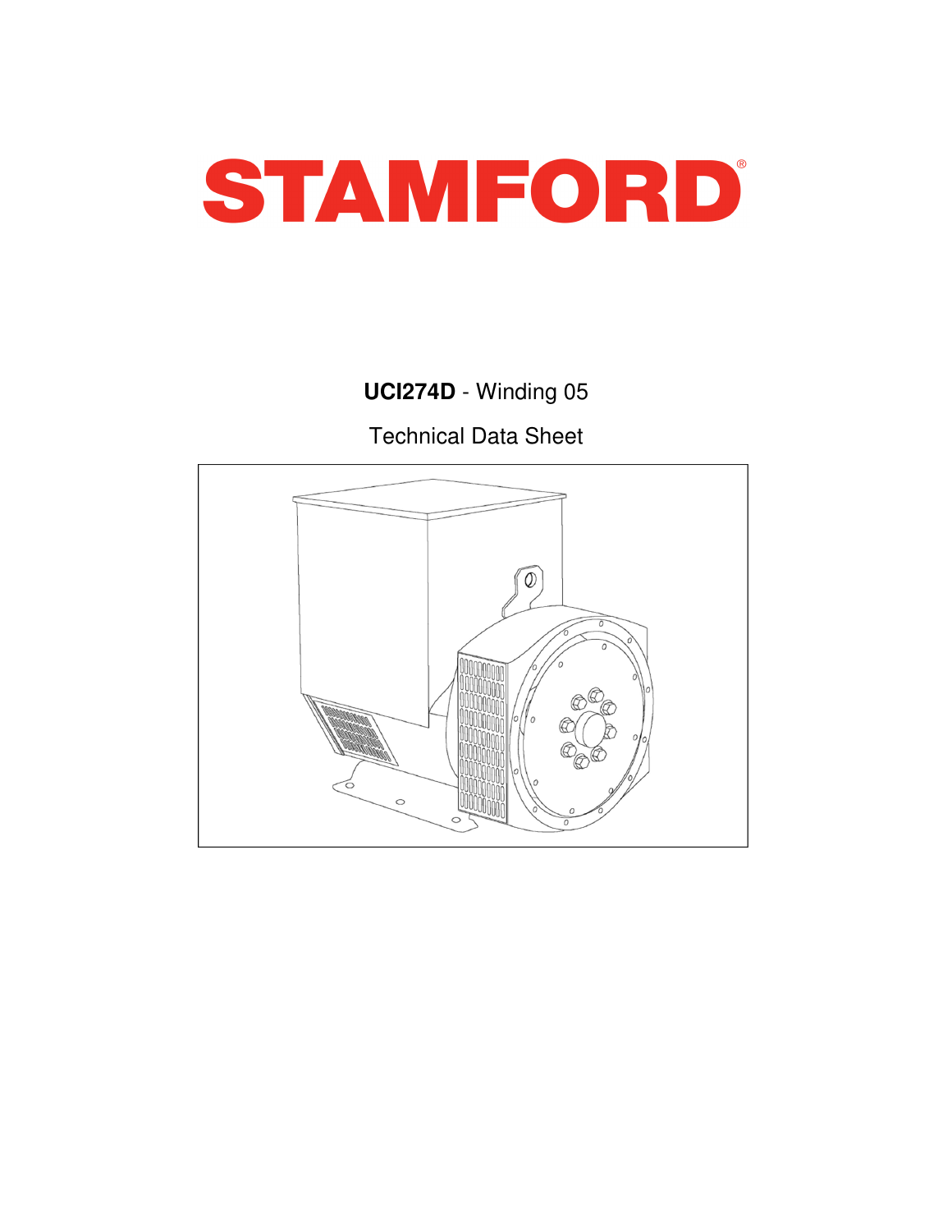# STAMFORD

**UCI274D** - Winding 05

Technical Data Sheet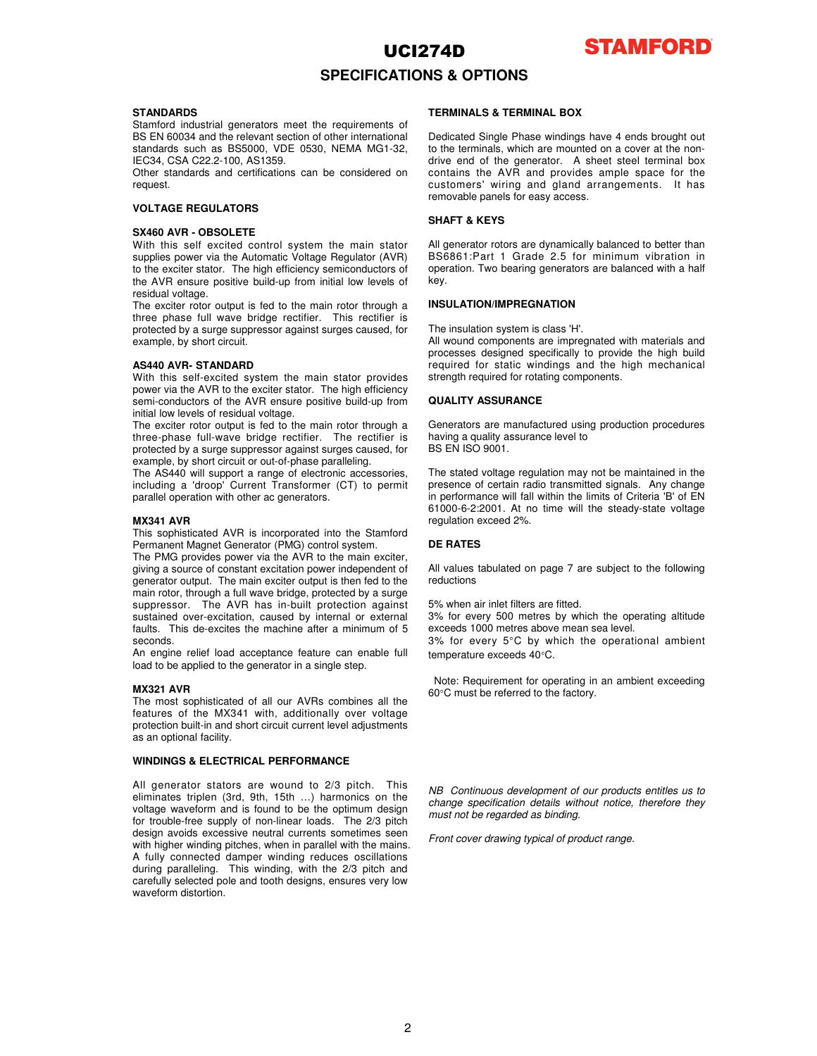# UCI274D

## SPECIFICATIONS & OPTIONS

### STANDARDS

Stamford industrial generators meet the requirements of BS EN 60034 and the relevant section of other international standards such as BS5000, VDE 0530, NEMA MG1-32, IEC34, CSA C22.2-100, AS1359.

Other standards and certifications can be considered on request.

### VOLTAGE REGULATORS

#### SX460 AVR - OBSOLETE

With this self excited control system the main stator supplies power via the Automatic Voltage Regulator (AVR) to the exciter stator. The high efficiency semiconductors of the AVR ensure positive build-up from initial low levels of residual voltage.

The exciter rotor output is fed to the main rotor through a three phase full wave bridge rectifier. This rectifier is protected by a surge suppressor against surges caused, for example, by short circuit.

#### AS440 AVR- STANDARD

With this self-excited system the main stator provides power via the AVR to the exciter stator. The high efficiency semi-conductors of the AVR ensure positive build-up from initial low levels of residual voltage.

The exciter rotor output is fed to the main rotor through a three-phase full-wave bridge rectifier. The rectifier is protected by a surge suppressor against surges caused, for example, by short circuit or out-of-phase paralleling.

The AS440 will support a range of electronic accessories, including a 'droop' Current Transformer (CT) to permit parallel operation with other ac generators.

#### MX341 AVR

This sophisticated AVR is incorporated into the Stamford Permanent Magnet Generator (PMG) control system.

The PMG provides power via the AVR to the main exciter, giving a source of constant excitation power independent of generator output. The main exciter output is then fed to the main rotor, through a full wave bridge, protected by a surge suppressor. The AVR has in-built protection against sustained over-excitation, caused by internal or external faults. This de-excites the machine after a minimum of 5 seconds.

An engine relief load acceptance feature can enable full load to be applied to the generator in a single step.

#### MX321 AVR

The most sophisticated of all our AVRs combines all the features of the MX341 with, additionally over voltage protection built-in and short circuit current level adjustments as an optional facility.

### WINDINGS & ELECTRICAL PERFORMANCE

All generator stators are wound to 2/3 pitch. This eliminates triplen (3rd, 9th, 15th …) harmonics on the voltage waveform and is found to be the optimum design for trouble-free supply of non-linear loads. The 2/3 pitch design avoids excessive neutral currents sometimes seen with higher winding pitches, when in parallel with the mains. A fully connected damper winding reduces oscillations during paralleling. This winding, with the 2/3 pitch and carefully selected pole and tooth designs, ensures very low waveform distortion.

### TERMINALS & TERMINAL BOX

Dedicated Single Phase windings have 4 ends brought out to the terminals, which are mounted on a cover at the non-drive end of the generator. A sheet steel terminal box contains the AVR and provides ample space for the customers' wiring and gland arrangements. It has removable panels for easy access.

### SHAFT & KEYS

All generator rotors are dynamically balanced to better than BS6861:Part 1 Grade 2.5 for minimum vibration in operation. Two bearing generators are balanced with a half key.

### INSULATION/IMPREGNATION

The insulation system is class 'H'.

All wound components are impregnated with materials and processes designed specifically to provide the high build required for static windings and the high mechanical strength required for rotating components.

### QUALITY ASSURANCE

Generators are manufactured using production procedures having a quality assurance level to BS EN ISO 9001.

The stated voltage regulation may not be maintained in the presence of certain radio transmitted signals. Any change in performance will fall within the limits of Criteria 'B' of EN 61000-6-2:2001. At no time will the steady-state voltage regulation exceed 2%.

### DE RATES

All values tabulated on page 7 are subject to the following reductions

5% when air inlet filters are fitted.

3% for every 500 metres by which the operating altitude exceeds 1000 metres above mean sea level.

3% for every 5°C by which the operational ambient temperature exceeds 40°C.

Note: Requirement for operating in an ambient exceeding 60°C must be referred to the factory.

*NB Continuous development of our products entitles us to change specification details without notice, therefore they must not be regarded as binding.*

*Front cover drawing typical of product range.*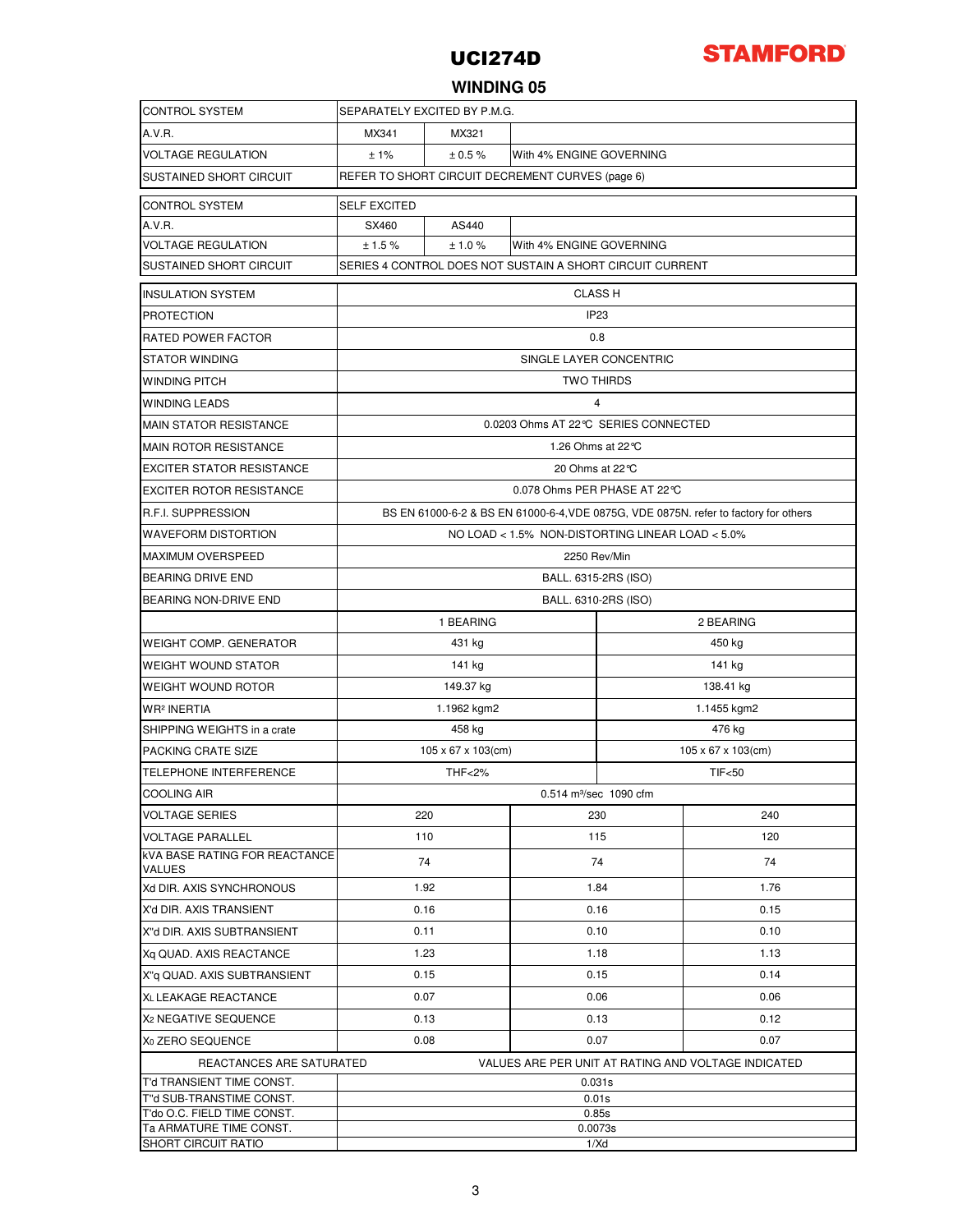# UCI274D

**STAMFORD**

## WINDING 05

| | | | |
|---|---|---|---|
| CONTROL SYSTEM | SEPARATELY EXCITED BY P.M.G. | | |
| A.V.R. | MX341 | MX321 | |
| VOLTAGE REGULATION | ± 1% | ± 0.5 % | With 4% ENGINE GOVERNING |
| SUSTAINED SHORT CIRCUIT | REFER TO SHORT CIRCUIT DECREMENT CURVES (page 6) | | |

| | | | |
|---|---|---|---|
| CONTROL SYSTEM | SELF EXCITED | | |
| A.V.R. | SX460 | AS440 | |
| VOLTAGE REGULATION | ± 1.5 % | ± 1.0 % | With 4% ENGINE GOVERNING |
| SUSTAINED SHORT CIRCUIT | SERIES 4 CONTROL DOES NOT SUSTAIN A SHORT CIRCUIT CURRENT | | |

| | | |
|---|---|---|
| INSULATION SYSTEM | CLASS H | |
| PROTECTION | IP23 | |
| RATED POWER FACTOR | 0.8 | |
| STATOR WINDING | SINGLE LAYER CONCENTRIC | |
| WINDING PITCH | TWO THIRDS | |
| WINDING LEADS | 4 | |
| MAIN STATOR RESISTANCE | 0.0203 Ohms AT 22°C SERIES CONNECTED | |
| MAIN ROTOR RESISTANCE | 1.26 Ohms at 22°C | |
| EXCITER STATOR RESISTANCE | 20 Ohms at 22°C | |
| EXCITER ROTOR RESISTANCE | 0.078 Ohms PER PHASE AT 22°C | |
| R.F.I. SUPPRESSION | BS EN 61000-6-2 & BS EN 61000-6-4,VDE 0875G, VDE 0875N. refer to factory for others | |
| WAVEFORM DISTORTION | NO LOAD < 1.5% NON-DISTORTING LINEAR LOAD < 5.0% | |
| MAXIMUM OVERSPEED | 2250 Rev/Min | |
| BEARING DRIVE END | BALL. 6315-2RS (ISO) | |
| BEARING NON-DRIVE END | BALL. 6310-2RS (ISO) | |
| | 1 BEARING | 2 BEARING |
| WEIGHT COMP. GENERATOR | 431 kg | 450 kg |
| WEIGHT WOUND STATOR | 141 kg | 141 kg |
| WEIGHT WOUND ROTOR | 149.37 kg | 138.41 kg |
| WR² INERTIA | 1.1962 kgm2 | 1.1455 kgm2 |
| SHIPPING WEIGHTS in a crate | 458 kg | 476 kg |
| PACKING CRATE SIZE | 105 x 67 x 103(cm) | 105 x 67 x 103(cm) |
| TELEPHONE INTERFERENCE | THF<2% | TIF<50 |
| COOLING AIR | 0.514 m³/sec 1090 cfm | |

| | | | |
|---|---|---|---|
| VOLTAGE SERIES | 220 | 230 | 240 |
| VOLTAGE PARALLEL | 110 | 115 | 120 |
| kVA BASE RATING FOR REACTANCE VALUES | 74 | 74 | 74 |
| Xd DIR. AXIS SYNCHRONOUS | 1.92 | 1.84 | 1.76 |
| X'd DIR. AXIS TRANSIENT | 0.16 | 0.16 | 0.15 |
| X''d DIR. AXIS SUBTRANSIENT | 0.11 | 0.10 | 0.10 |
| Xq QUAD. AXIS REACTANCE | 1.23 | 1.18 | 1.13 |
| X''q QUAD. AXIS SUBTRANSIENT | 0.15 | 0.15 | 0.14 |
| $X_L$ LEAKAGE REACTANCE | 0.07 | 0.06 | 0.06 |
| $X_2$ NEGATIVE SEQUENCE | 0.13 | 0.13 | 0.12 |
| $X_0$ ZERO SEQUENCE | 0.08 | 0.07 | 0.07 |
| REACTANCES ARE SATURATED | VALUES ARE PER UNIT AT RATING AND VOLTAGE INDICATED | | |

| | |
|---|---|
| T'd TRANSIENT TIME CONST. | 0.031s |
| T''d SUB-TRANSTIME CONST. | 0.01s |
| T'do O.C. FIELD TIME CONST. | 0.85s |
| Ta ARMATURE TIME CONST. | 0.0073s |
| SHORT CIRCUIT RATIO | 1/Xd |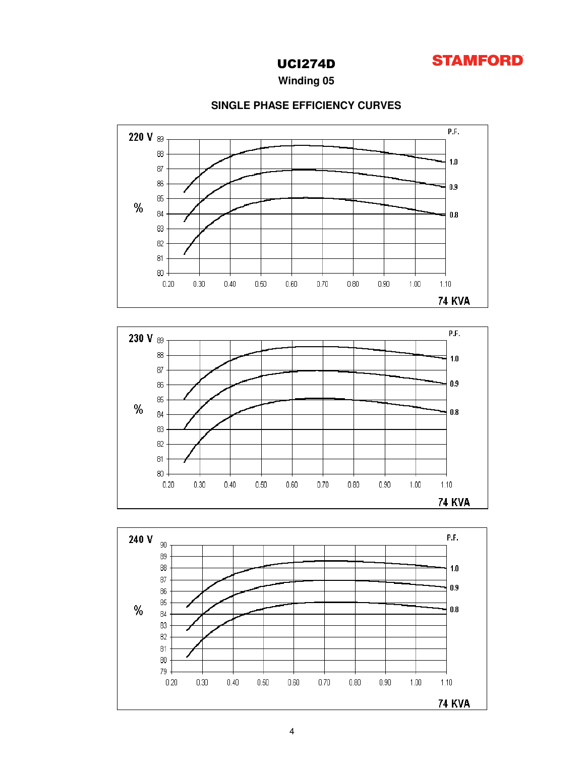# UCI274D

**STAMFORD**

## Winding 05

### SINGLE PHASE EFFICIENCY CURVES

220 V

P.F.

%

1.0

0.9

0.8

89, 88, 87, 86, 85, 84, 83, 82, 81, 80

0.20 0.30 0.40 0.50 0.60 0.70 0.80 0.90 1.00 1.10

74 KVA

230 V

P.F.

%

1.0

0.9

0.8

89, 88, 87, 86, 85, 84, 83, 82, 81, 80

0.20 0.30 0.40 0.50 0.60 0.70 0.80 0.90 1.00 1.10

74 KVA

240 V

P.F.

%

1.0

0.9

0.8

90, 89, 88, 87, 86, 85, 84, 83, 82, 81, 80, 79

0.20 0.30 0.40 0.50 0.60 0.70 0.80 0.90 1.00 1.10

74 KVA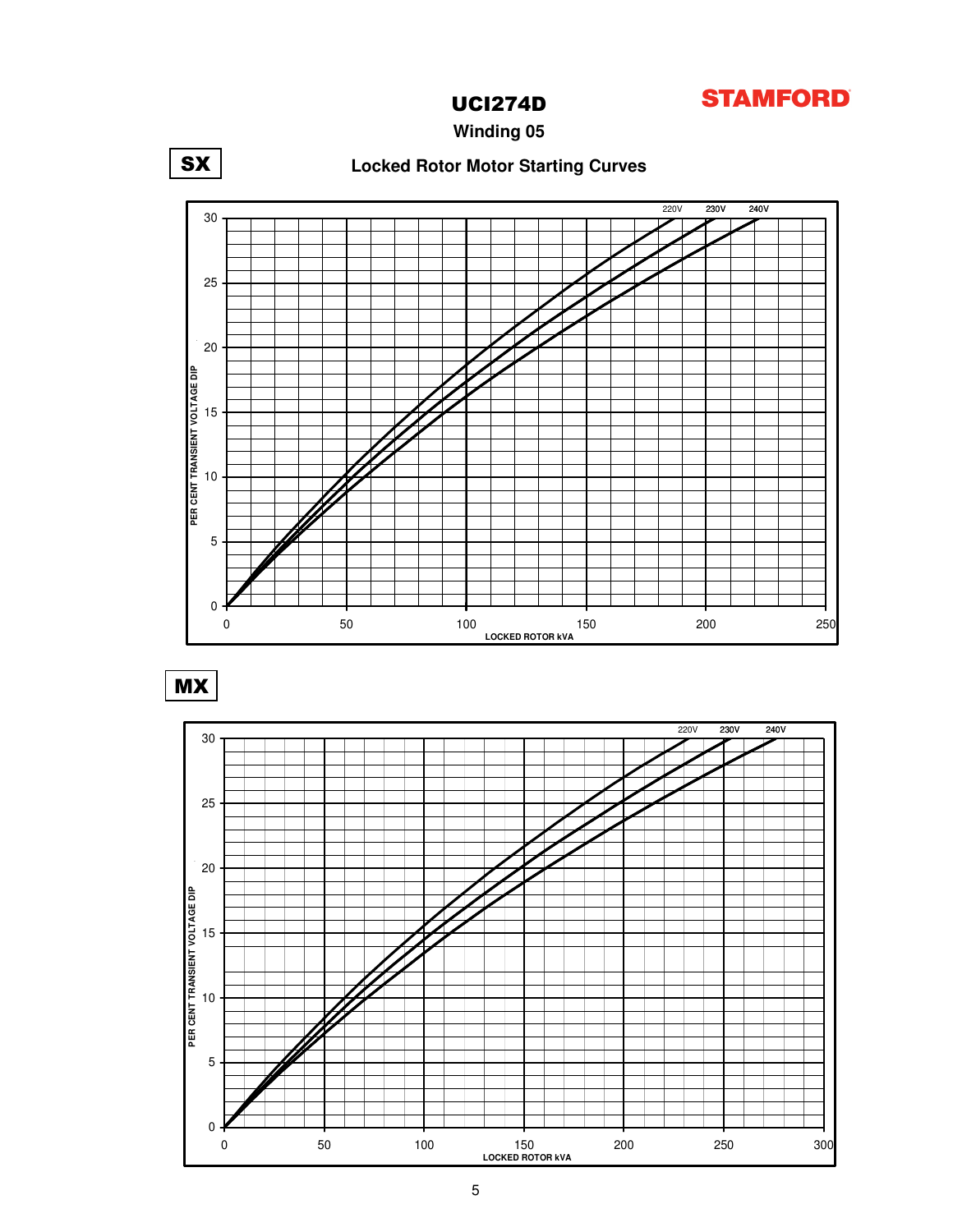# UCI274D

**STAMFORD**

## Winding 05

## Locked Rotor Motor Starting Curves

**SX**

220V 230V 240V

PER CENT TRANSIENT VOLTAGE DIP

LOCKED ROTOR kVA

**MX**

220V 230V 240V

PER CENT TRANSIENT VOLTAGE DIP

LOCKED ROTOR kVA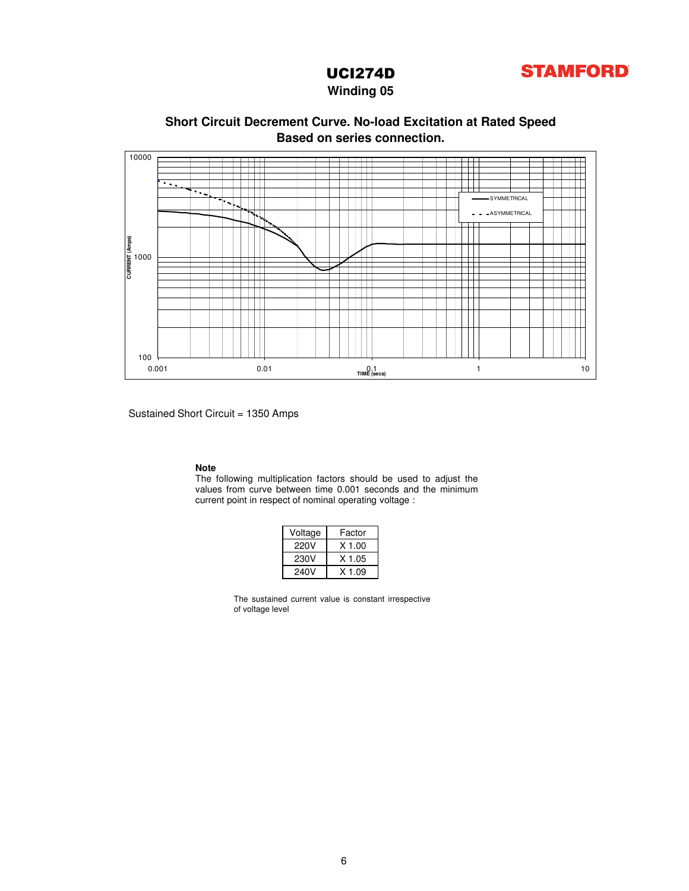# UCI274D

## Winding 05

STAMFORD

### Short Circuit Decrement Curve. No-load Excitation at Rated Speed
### Based on series connection.

Sustained Short Circuit = 1350 Amps

**Note**

The following multiplication factors should be used to adjust the values from curve between time 0.001 seconds and the minimum current point in respect of nominal operating voltage :

| Voltage | Factor |
|---|---|
| 220V | X 1.00 |
| 230V | X 1.05 |
| 240V | X 1.09 |

The sustained current value is constant irrespective of voltage level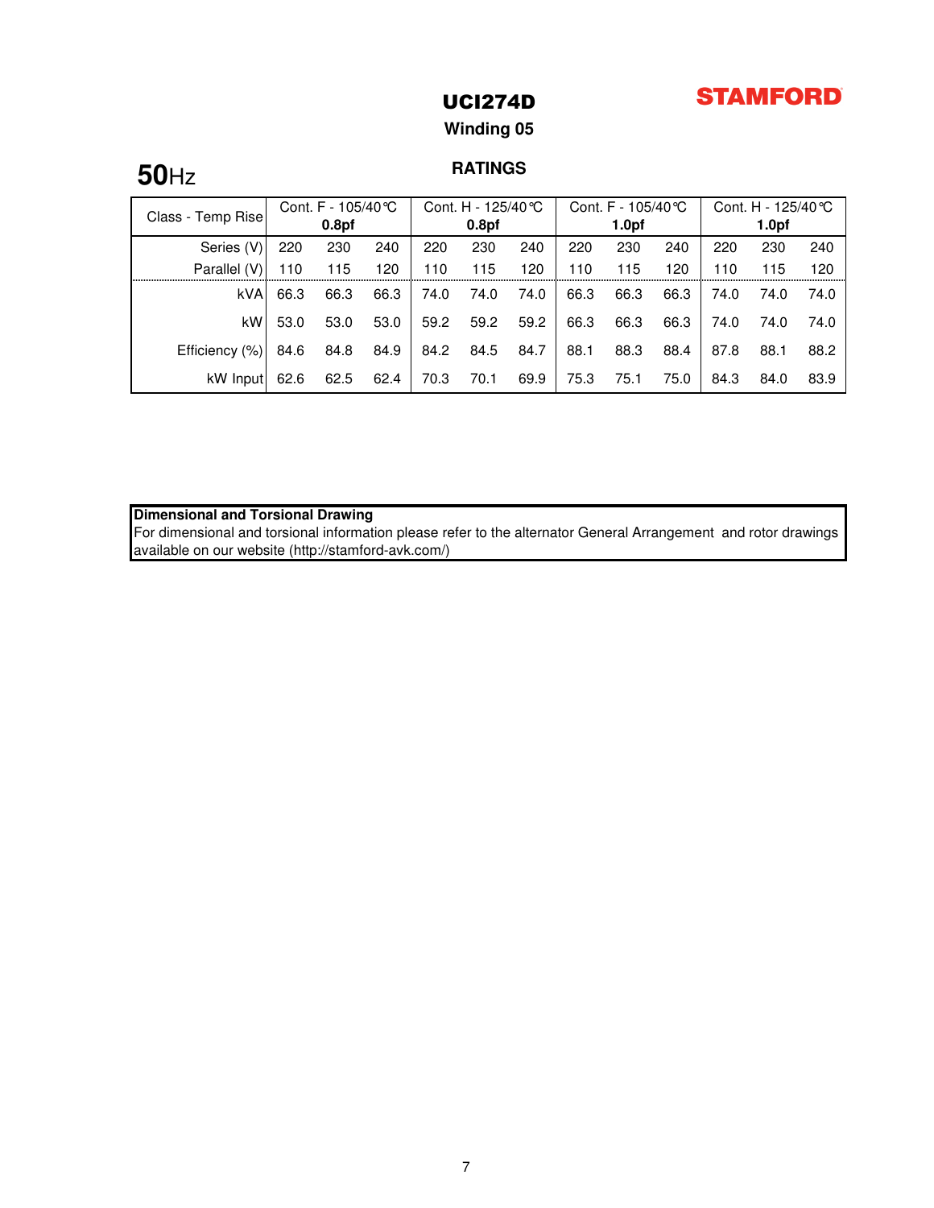# UCI274D

**STAMFORD**

## Winding 05

**50**Hz

### RATINGS

| Class - Temp Rise | Cont. F - 105/40℃ **0.8pf** | | | Cont. H - 125/40℃ **0.8pf** | | | Cont. F - 105/40℃ **1.0pf** | | | Cont. H - 125/40℃ **1.0pf** | | |
|---|---|---|---|---|---|---|---|---|---|---|---|---|
| Series (V) | 220 | 230 | 240 | 220 | 230 | 240 | 220 | 230 | 240 | 220 | 230 | 240 |
| Parallel (V) | 110 | 115 | 120 | 110 | 115 | 120 | 110 | 115 | 120 | 110 | 115 | 120 |
| kVA | 66.3 | 66.3 | 66.3 | 74.0 | 74.0 | 74.0 | 66.3 | 66.3 | 66.3 | 74.0 | 74.0 | 74.0 |
| kW | 53.0 | 53.0 | 53.0 | 59.2 | 59.2 | 59.2 | 66.3 | 66.3 | 66.3 | 74.0 | 74.0 | 74.0 |
| Efficiency (%) | 84.6 | 84.8 | 84.9 | 84.2 | 84.5 | 84.7 | 88.1 | 88.3 | 88.4 | 87.8 | 88.1 | 88.2 |
| kW Input | 62.6 | 62.5 | 62.4 | 70.3 | 70.1 | 69.9 | 75.3 | 75.1 | 75.0 | 84.3 | 84.0 | 83.9 |

**Dimensional and Torsional Drawing**

For dimensional and torsional information please refer to the alternator General Arrangement and rotor drawings available on our website (http://stamford-avk.com/)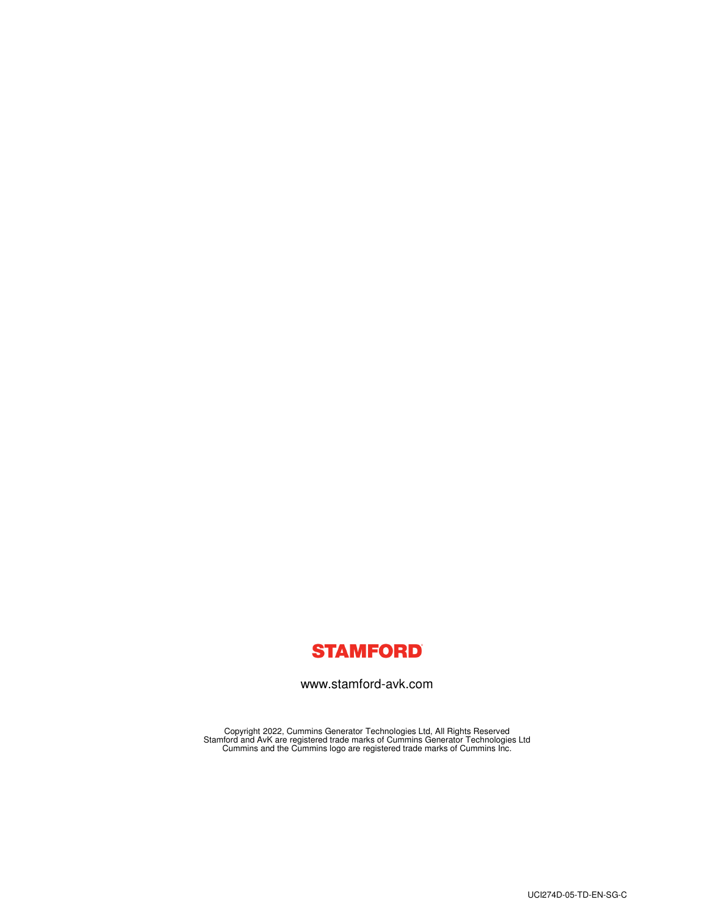**STAMFORD**®

www.stamford-avk.com

Copyright 2022, Cummins Generator Technologies Ltd, All Rights Reserved
Stamford and AvK are registered trade marks of Cummins Generator Technologies Ltd
Cummins and the Cummins logo are registered trade marks of Cummins Inc.

UCI274D-05-TD-EN-SG-C